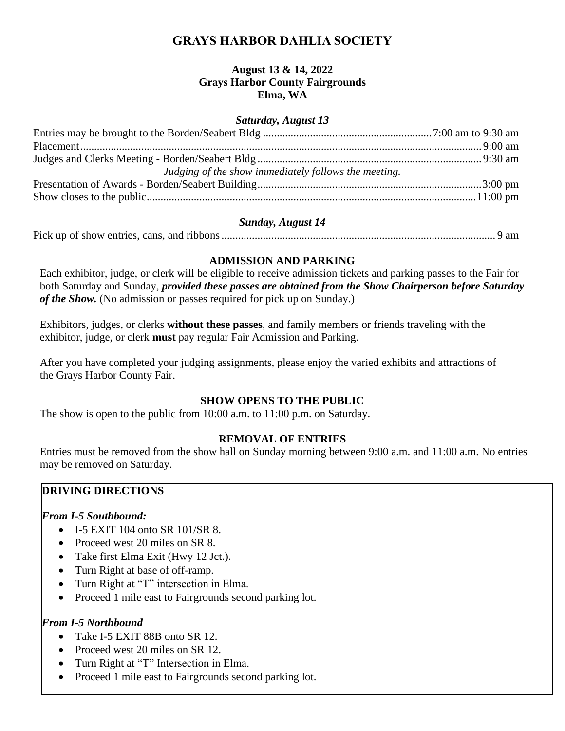# GRAYS HARBOR DAHLIA SOCIETY

**August 13 & 14, 2022**
**Grays Harbor County Fairgrounds**
**Elma, WA**

### *Saturday, August 13*

| | |
|---|---|
| Entries may be brought to the Borden/Seabert Bldg | 7:00 am to 9:30 am |
| Placement | 9:00 am |
| Judges and Clerks Meeting - Borden/Seabert Bldg | 9:30 am |
| *Judging of the show immediately follows the meeting.* | |
| Presentation of Awards - Borden/Seabert Building | 3:00 pm |
| Show closes to the public | 11:00 pm |

### *Sunday, August 14*

| | |
|---|---|
| Pick up of show entries, cans, and ribbons | 9 am |

## ADMISSION AND PARKING

Each exhibitor, judge, or clerk will be eligible to receive admission tickets and parking passes to the Fair for both Saturday and Sunday, ***provided these passes are obtained from the Show Chairperson before Saturday of the Show.*** (No admission or passes required for pick up on Sunday.)

Exhibitors, judges, or clerks **without these passes**, and family members or friends traveling with the exhibitor, judge, or clerk **must** pay regular Fair Admission and Parking.

After you have completed your judging assignments, please enjoy the varied exhibits and attractions of the Grays Harbor County Fair.

## SHOW OPENS TO THE PUBLIC

The show is open to the public from 10:00 a.m. to 11:00 p.m. on Saturday.

## REMOVAL OF ENTRIES

Entries must be removed from the show hall on Sunday morning between 9:00 a.m. and 11:00 a.m. No entries may be removed on Saturday.

## DRIVING DIRECTIONS

***From I-5 Southbound:***

- I-5 EXIT 104 onto SR 101/SR 8.
- Proceed west 20 miles on SR 8.
- Take first Elma Exit (Hwy 12 Jct.).
- Turn Right at base of off-ramp.
- Turn Right at "T" intersection in Elma.
- Proceed 1 mile east to Fairgrounds second parking lot.

***From I-5 Northbound***

- Take I-5 EXIT 88B onto SR 12.
- Proceed west 20 miles on SR 12.
- Turn Right at "T" Intersection in Elma.
- Proceed 1 mile east to Fairgrounds second parking lot.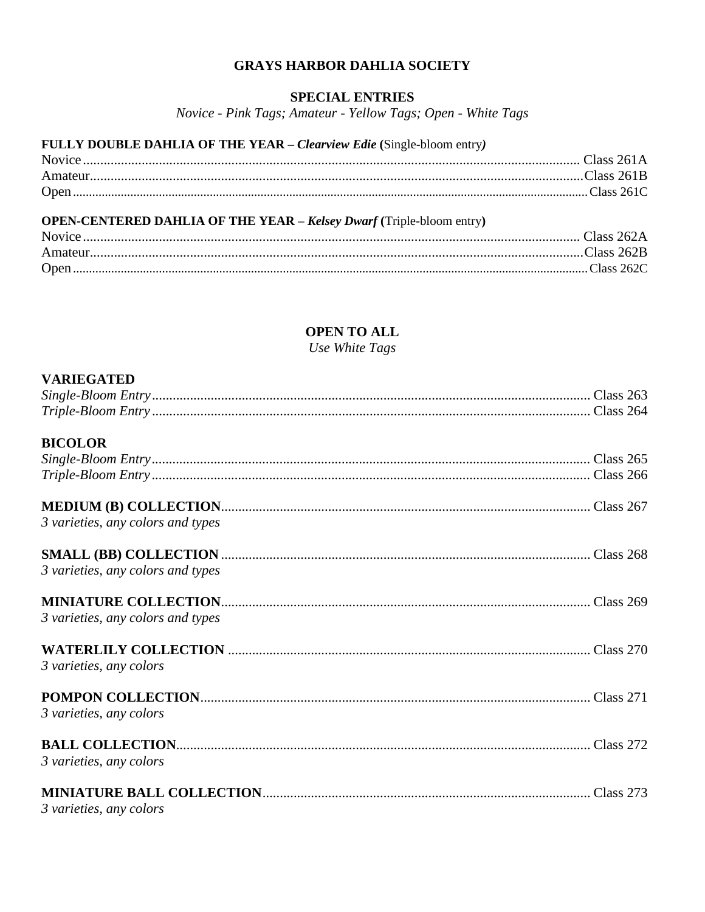## GRAYS HARBOR DAHLIA SOCIETY

### SPECIAL ENTRIES

*Novice - Pink Tags; Amateur - Yellow Tags; Open - White Tags*

**FULLY DOUBLE DAHLIA OF THE YEAR – *Clearview Edie* (**Single-bloom entry***)***

Novice .......... Class 261A
Amateur .......... Class 261B
Open .......... Class 261C

**OPEN-CENTERED DAHLIA OF THE YEAR – *Kelsey Dwarf* (**Triple-bloom entry**)**

Novice .......... Class 262A
Amateur .......... Class 262B
Open .......... Class 262C

### OPEN TO ALL

*Use White Tags*

**VARIEGATED**

*Single-Bloom Entry* .......... Class 263
*Triple-Bloom Entry* .......... Class 264

**BICOLOR**

*Single-Bloom Entry* .......... Class 265
*Triple-Bloom Entry* .......... Class 266

**MEDIUM (B) COLLECTION** .......... Class 267
*3 varieties, any colors and types*

**SMALL (BB) COLLECTION** .......... Class 268
*3 varieties, any colors and types*

**MINIATURE COLLECTION** .......... Class 269
*3 varieties, any colors and types*

**WATERLILY COLLECTION** .......... Class 270
*3 varieties, any colors*

**POMPON COLLECTION** .......... Class 271
*3 varieties, any colors*

**BALL COLLECTION** .......... Class 272
*3 varieties, any colors*

**MINIATURE BALL COLLECTION** .......... Class 273
*3 varieties, any colors*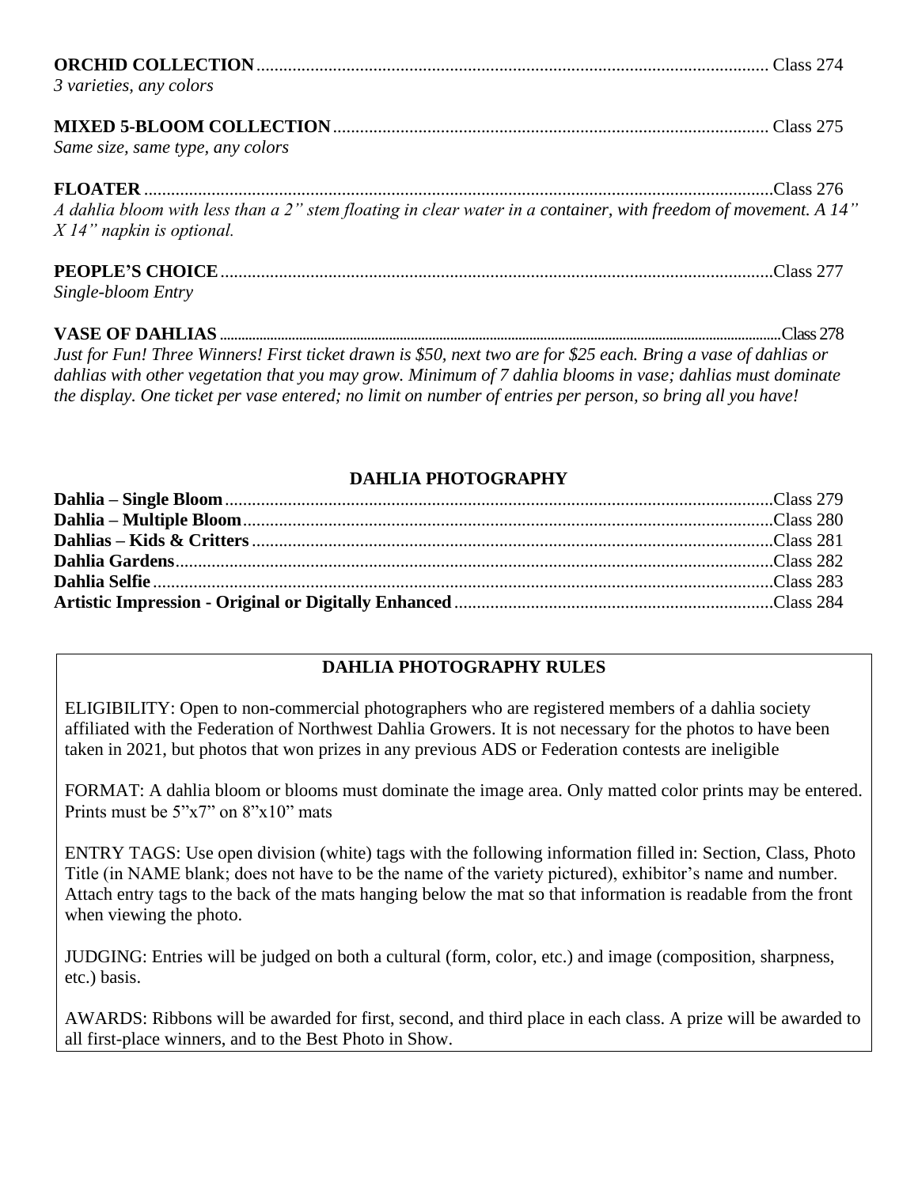**ORCHID COLLECTION**................................................................................................................ Class 274
*3 varieties, any colors*

**MIXED 5-BLOOM COLLECTION**................................................................................................ Class 275
*Same size, same type, any colors*

**FLOATER**..........................................................................................................................................Class 276
*A dahlia bloom with less than a 2" stem floating in clear water in a container, with freedom of movement. A 14" X 14" napkin is optional.*

**PEOPLE'S CHOICE**..........................................................................................................................Class 277
*Single-bloom Entry*

**VASE OF DAHLIAS**..........................................................................................................................Class 278
*Just for Fun! Three Winners! First ticket drawn is $50, next two are for $25 each. Bring a vase of dahlias or dahlias with other vegetation that you may grow. Minimum of 7 dahlia blooms in vase; dahlias must dominate the display. One ticket per vase entered; no limit on number of entries per person, so bring all you have!*

## DAHLIA PHOTOGRAPHY

**Dahlia – Single Bloom**........................................................................................................................Class 279
**Dahlia – Multiple Bloom**....................................................................................................................Class 280
**Dahlias – Kids & Critters**..................................................................................................................Class 281
**Dahlia Gardens**...................................................................................................................................Class 282
**Dahlia Selfie**........................................................................................................................................Class 283
**Artistic Impression - Original or Digitally Enhanced**.....................................................................Class 284

## DAHLIA PHOTOGRAPHY RULES

ELIGIBILITY: Open to non-commercial photographers who are registered members of a dahlia society affiliated with the Federation of Northwest Dahlia Growers. It is not necessary for the photos to have been taken in 2021, but photos that won prizes in any previous ADS or Federation contests are ineligible

FORMAT: A dahlia bloom or blooms must dominate the image area. Only matted color prints may be entered. Prints must be 5"x7" on 8"x10" mats

ENTRY TAGS: Use open division (white) tags with the following information filled in: Section, Class, Photo Title (in NAME blank; does not have to be the name of the variety pictured), exhibitor's name and number. Attach entry tags to the back of the mats hanging below the mat so that information is readable from the front when viewing the photo.

JUDGING: Entries will be judged on both a cultural (form, color, etc.) and image (composition, sharpness, etc.) basis.

AWARDS: Ribbons will be awarded for first, second, and third place in each class. A prize will be awarded to all first-place winners, and to the Best Photo in Show.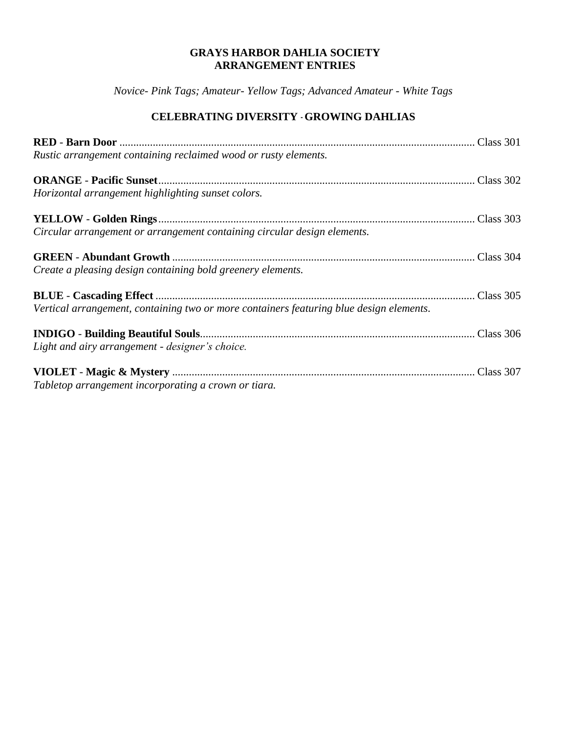# GRAYS HARBOR DAHLIA SOCIETY
# ARRANGEMENT ENTRIES

*Novice- Pink Tags; Amateur- Yellow Tags; Advanced Amateur - White Tags*

## CELEBRATING DIVERSITY - GROWING DAHLIAS

**RED - Barn Door** ............................................................ Class 301
*Rustic arrangement containing reclaimed wood or rusty elements.*

**ORANGE - Pacific Sunset**............................................................ Class 302
*Horizontal arrangement highlighting sunset colors.*

**YELLOW - Golden Rings**............................................................ Class 303
*Circular arrangement or arrangement containing circular design elements.*

**GREEN - Abundant Growth** ............................................................ Class 304
*Create a pleasing design containing bold greenery elements.*

**BLUE - Cascading Effect** ............................................................ Class 305
*Vertical arrangement, containing two or more containers featuring blue design elements.*

**INDIGO - Building Beautiful Souls**............................................................ Class 306
*Light and airy arrangement - designer's choice.*

**VIOLET - Magic & Mystery** ............................................................ Class 307
*Tabletop arrangement incorporating a crown or tiara.*